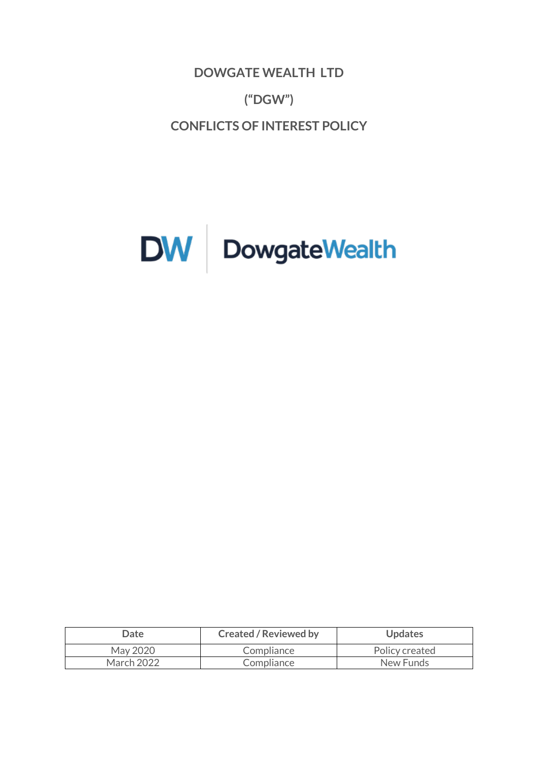# DOWGATE WEALTH LTD

# ("DGW")

# CONFLICTS OF INTEREST POLICY

| Date | Created / Reviewed by | Updates |
| --- | --- | --- |
| May 2020 | Compliance | Policy created |
| March 2022 | Compliance | New Funds |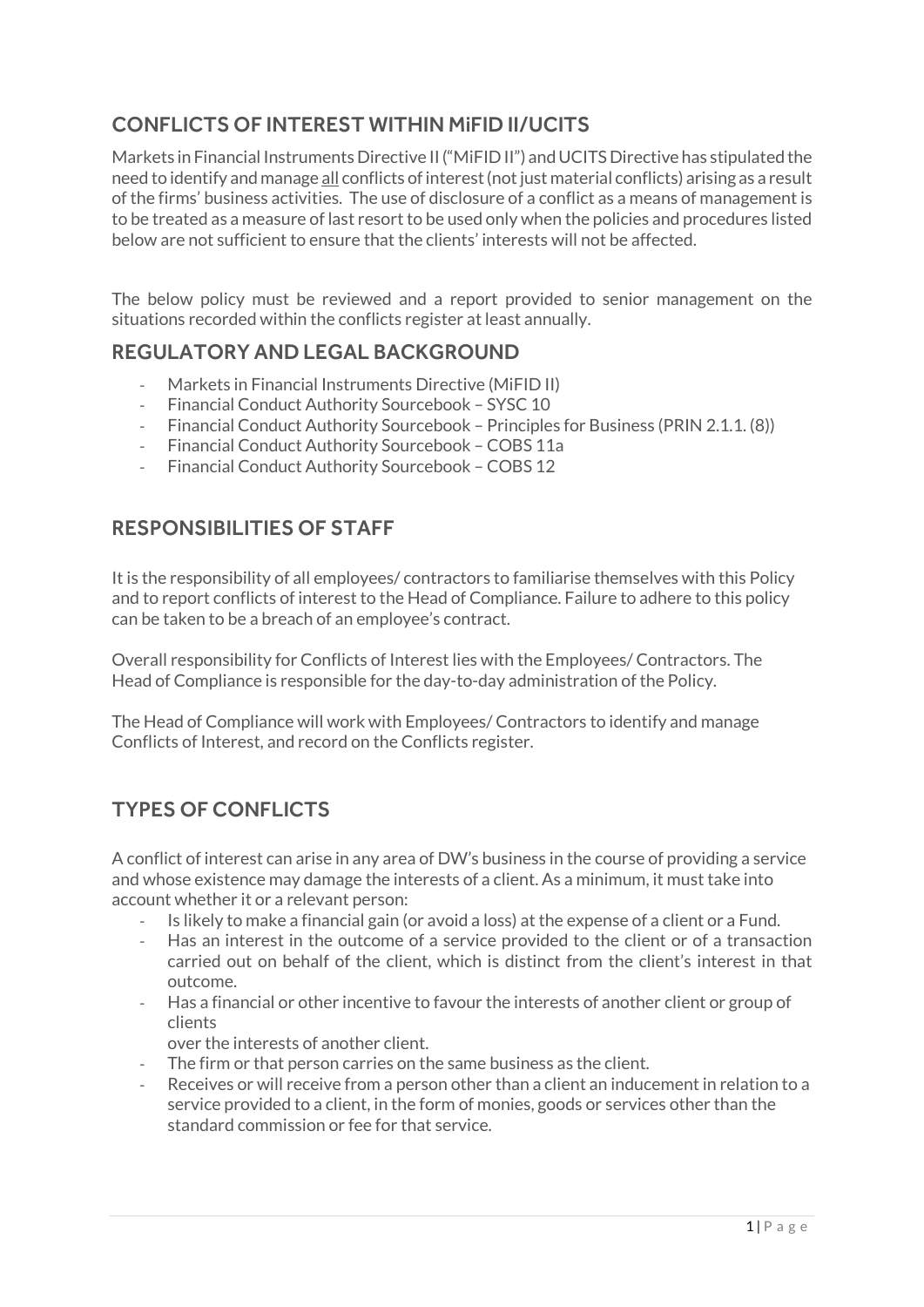## CONFLICTS OF INTEREST WITHIN MiFID II/UCITS

Markets in Financial Instruments Directive II ("MiFID II") and UCITS Directive has stipulated the need to identify and manage all conflicts of interest (not just material conflicts) arising as a result of the firms' business activities. The use of disclosure of a conflict as a means of management is to be treated as a measure of last resort to be used only when the policies and procedures listed below are not sufficient to ensure that the clients' interests will not be affected.

The below policy must be reviewed and a report provided to senior management on the situations recorded within the conflicts register at least annually.

## REGULATORY AND LEGAL BACKGROUND

- Markets in Financial Instruments Directive (MiFID II)
- Financial Conduct Authority Sourcebook – SYSC 10
- Financial Conduct Authority Sourcebook – Principles for Business (PRIN 2.1.1. (8))
- Financial Conduct Authority Sourcebook – COBS 11a
- Financial Conduct Authority Sourcebook – COBS 12

## RESPONSIBILITIES OF STAFF

It is the responsibility of all employees/ contractors to familiarise themselves with this Policy and to report conflicts of interest to the Head of Compliance. Failure to adhere to this policy can be taken to be a breach of an employee's contract.

Overall responsibility for Conflicts of Interest lies with the Employees/ Contractors. The Head of Compliance is responsible for the day-to-day administration of the Policy.

The Head of Compliance will work with Employees/ Contractors to identify and manage Conflicts of Interest, and record on the Conflicts register.

## TYPES OF CONFLICTS

A conflict of interest can arise in any area of DW's business in the course of providing a service and whose existence may damage the interests of a client. As a minimum, it must take into account whether it or a relevant person:

- Is likely to make a financial gain (or avoid a loss) at the expense of a client or a Fund.
- Has an interest in the outcome of a service provided to the client or of a transaction carried out on behalf of the client, which is distinct from the client's interest in that outcome.
- Has a financial or other incentive to favour the interests of another client or group of clients over the interests of another client.
- The firm or that person carries on the same business as the client.
- Receives or will receive from a person other than a client an inducement in relation to a service provided to a client, in the form of monies, goods or services other than the standard commission or fee for that service.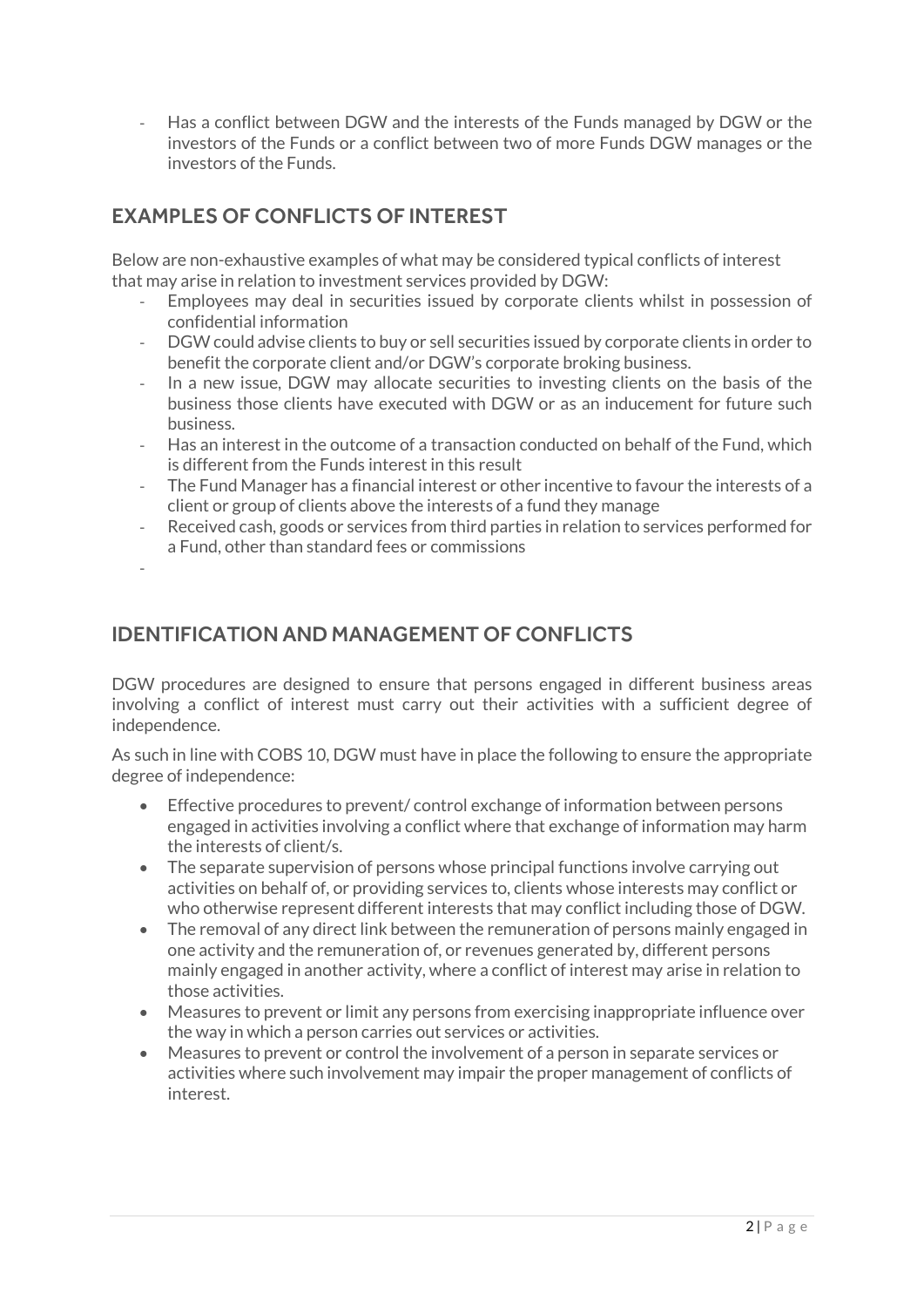- Has a conflict between DGW and the interests of the Funds managed by DGW or the investors of the Funds or a conflict between two of more Funds DGW manages or the investors of the Funds.

## EXAMPLES OF CONFLICTS OF INTEREST

Below are non-exhaustive examples of what may be considered typical conflicts of interest that may arise in relation to investment services provided by DGW:

- Employees may deal in securities issued by corporate clients whilst in possession of confidential information
- DGW could advise clients to buy or sell securities issued by corporate clients in order to benefit the corporate client and/or DGW's corporate broking business.
- In a new issue, DGW may allocate securities to investing clients on the basis of the business those clients have executed with DGW or as an inducement for future such business.
- Has an interest in the outcome of a transaction conducted on behalf of the Fund, which is different from the Funds interest in this result
- The Fund Manager has a financial interest or other incentive to favour the interests of a client or group of clients above the interests of a fund they manage
- Received cash, goods or services from third parties in relation to services performed for a Fund, other than standard fees or commissions
-

## IDENTIFICATION AND MANAGEMENT OF CONFLICTS

DGW procedures are designed to ensure that persons engaged in different business areas involving a conflict of interest must carry out their activities with a sufficient degree of independence.

As such in line with COBS 10, DGW must have in place the following to ensure the appropriate degree of independence:

- Effective procedures to prevent/ control exchange of information between persons engaged in activities involving a conflict where that exchange of information may harm the interests of client/s.
- The separate supervision of persons whose principal functions involve carrying out activities on behalf of, or providing services to, clients whose interests may conflict or who otherwise represent different interests that may conflict including those of DGW.
- The removal of any direct link between the remuneration of persons mainly engaged in one activity and the remuneration of, or revenues generated by, different persons mainly engaged in another activity, where a conflict of interest may arise in relation to those activities.
- Measures to prevent or limit any persons from exercising inappropriate influence over the way in which a person carries out services or activities.
- Measures to prevent or control the involvement of a person in separate services or activities where such involvement may impair the proper management of conflicts of interest.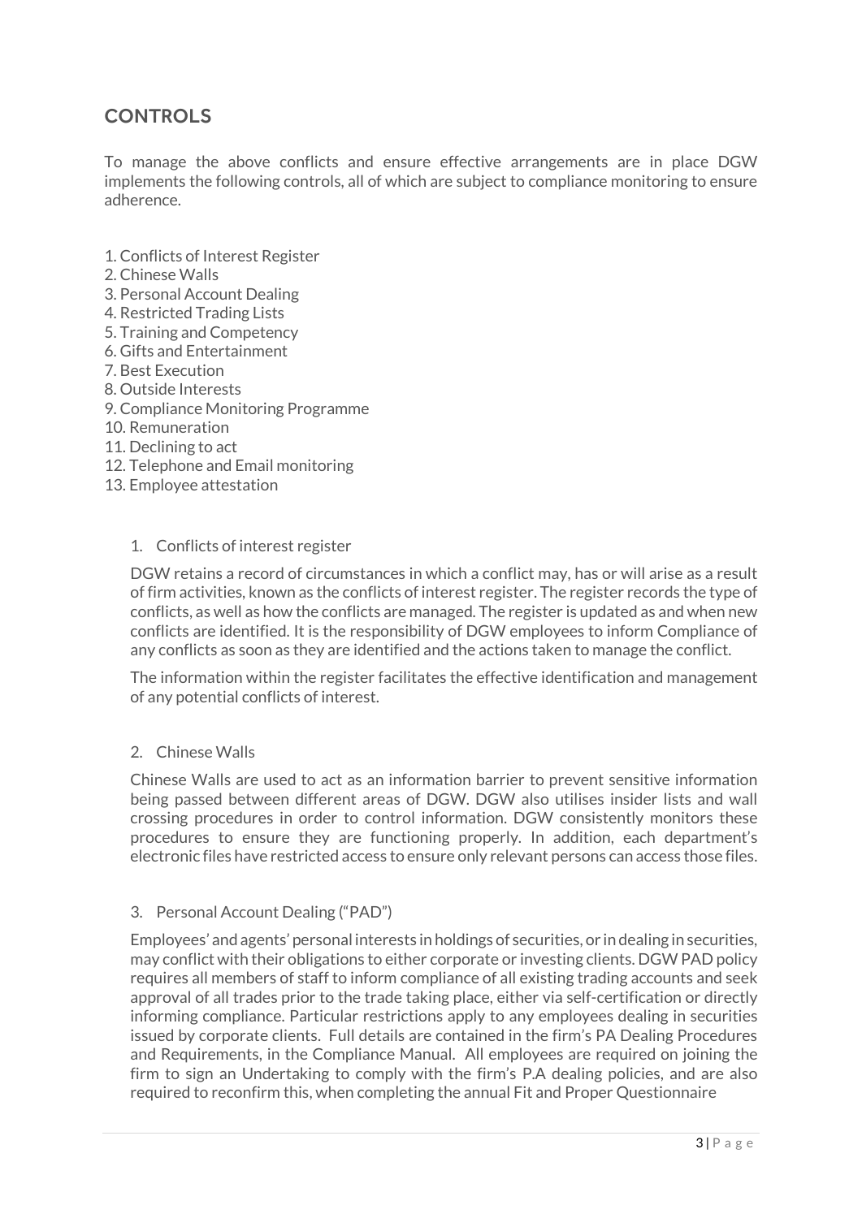## CONTROLS

To manage the above conflicts and ensure effective arrangements are in place DGW implements the following controls, all of which are subject to compliance monitoring to ensure adherence.

1. Conflicts of Interest Register
2. Chinese Walls
3. Personal Account Dealing
4. Restricted Trading Lists
5. Training and Competency
6. Gifts and Entertainment
7. Best Execution
8. Outside Interests
9. Compliance Monitoring Programme
10. Remuneration
11. Declining to act
12. Telephone and Email monitoring
13. Employee attestation

1. Conflicts of interest register

   DGW retains a record of circumstances in which a conflict may, has or will arise as a result of firm activities, known as the conflicts of interest register. The register records the type of conflicts, as well as how the conflicts are managed. The register is updated as and when new conflicts are identified. It is the responsibility of DGW employees to inform Compliance of any conflicts as soon as they are identified and the actions taken to manage the conflict.

   The information within the register facilitates the effective identification and management of any potential conflicts of interest.

2. Chinese Walls

   Chinese Walls are used to act as an information barrier to prevent sensitive information being passed between different areas of DGW. DGW also utilises insider lists and wall crossing procedures in order to control information. DGW consistently monitors these procedures to ensure they are functioning properly. In addition, each department's electronic files have restricted access to ensure only relevant persons can access those files.

3. Personal Account Dealing ("PAD")

   Employees' and agents' personal interests in holdings of securities, or in dealing in securities, may conflict with their obligations to either corporate or investing clients. DGW PAD policy requires all members of staff to inform compliance of all existing trading accounts and seek approval of all trades prior to the trade taking place, either via self-certification or directly informing compliance. Particular restrictions apply to any employees dealing in securities issued by corporate clients. Full details are contained in the firm's PA Dealing Procedures and Requirements, in the Compliance Manual. All employees are required on joining the firm to sign an Undertaking to comply with the firm's P.A dealing policies, and are also required to reconfirm this, when completing the annual Fit and Proper Questionnaire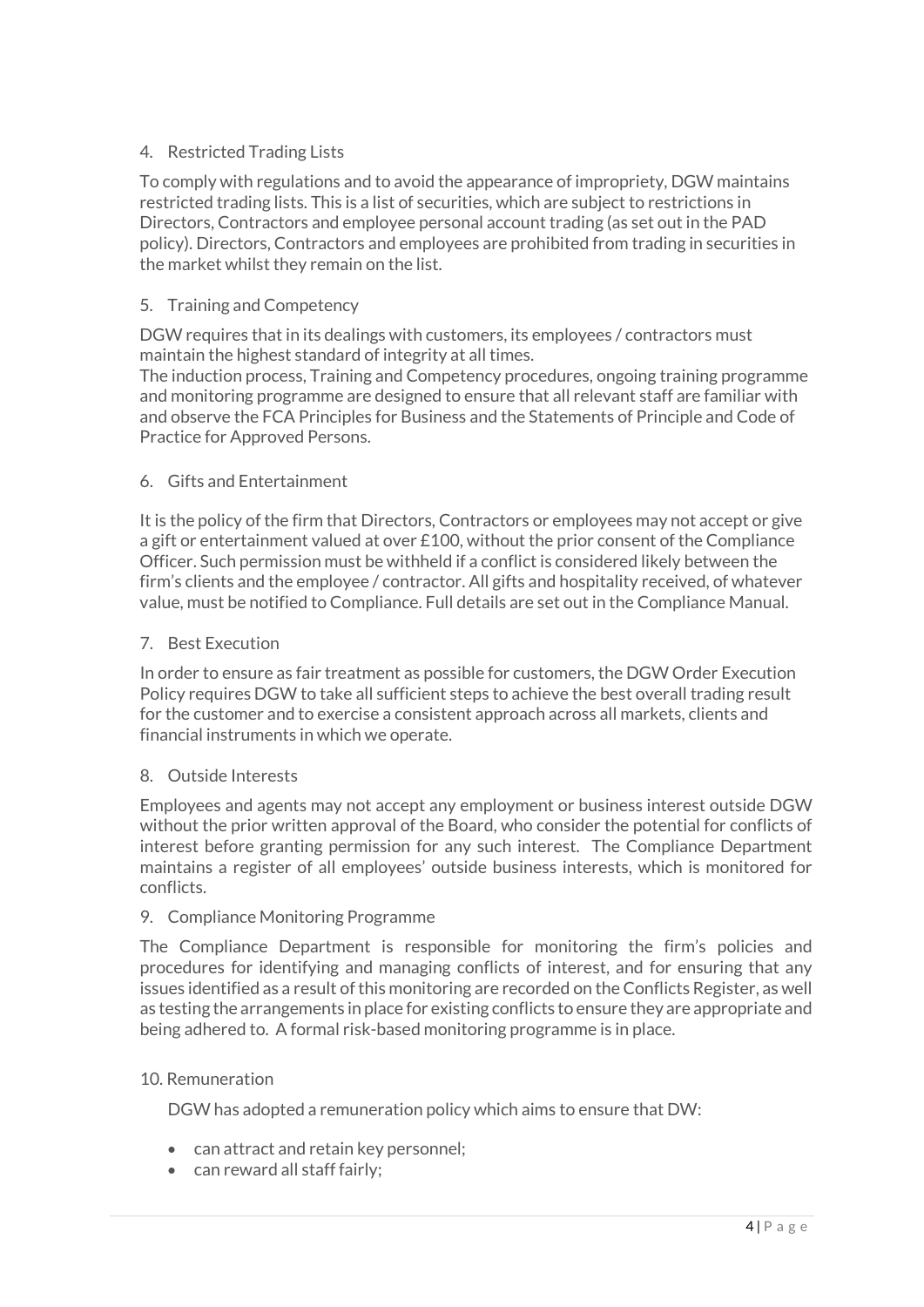4. Restricted Trading Lists

To comply with regulations and to avoid the appearance of impropriety, DGW maintains restricted trading lists. This is a list of securities, which are subject to restrictions in Directors, Contractors and employee personal account trading (as set out in the PAD policy). Directors, Contractors and employees are prohibited from trading in securities in the market whilst they remain on the list.

5. Training and Competency

DGW requires that in its dealings with customers, its employees / contractors must maintain the highest standard of integrity at all times.
The induction process, Training and Competency procedures, ongoing training programme and monitoring programme are designed to ensure that all relevant staff are familiar with and observe the FCA Principles for Business and the Statements of Principle and Code of Practice for Approved Persons.

6. Gifts and Entertainment

It is the policy of the firm that Directors, Contractors or employees may not accept or give a gift or entertainment valued at over £100, without the prior consent of the Compliance Officer. Such permission must be withheld if a conflict is considered likely between the firm's clients and the employee / contractor. All gifts and hospitality received, of whatever value, must be notified to Compliance. Full details are set out in the Compliance Manual.

7. Best Execution

In order to ensure as fair treatment as possible for customers, the DGW Order Execution Policy requires DGW to take all sufficient steps to achieve the best overall trading result for the customer and to exercise a consistent approach across all markets, clients and financial instruments in which we operate.

8. Outside Interests

Employees and agents may not accept any employment or business interest outside DGW without the prior written approval of the Board, who consider the potential for conflicts of interest before granting permission for any such interest. The Compliance Department maintains a register of all employees' outside business interests, which is monitored for conflicts.

9. Compliance Monitoring Programme

The Compliance Department is responsible for monitoring the firm's policies and procedures for identifying and managing conflicts of interest, and for ensuring that any issues identified as a result of this monitoring are recorded on the Conflicts Register, as well as testing the arrangements in place for existing conflicts to ensure they are appropriate and being adhered to. A formal risk-based monitoring programme is in place.

10. Remuneration

DGW has adopted a remuneration policy which aims to ensure that DW:

- can attract and retain key personnel;
- can reward all staff fairly;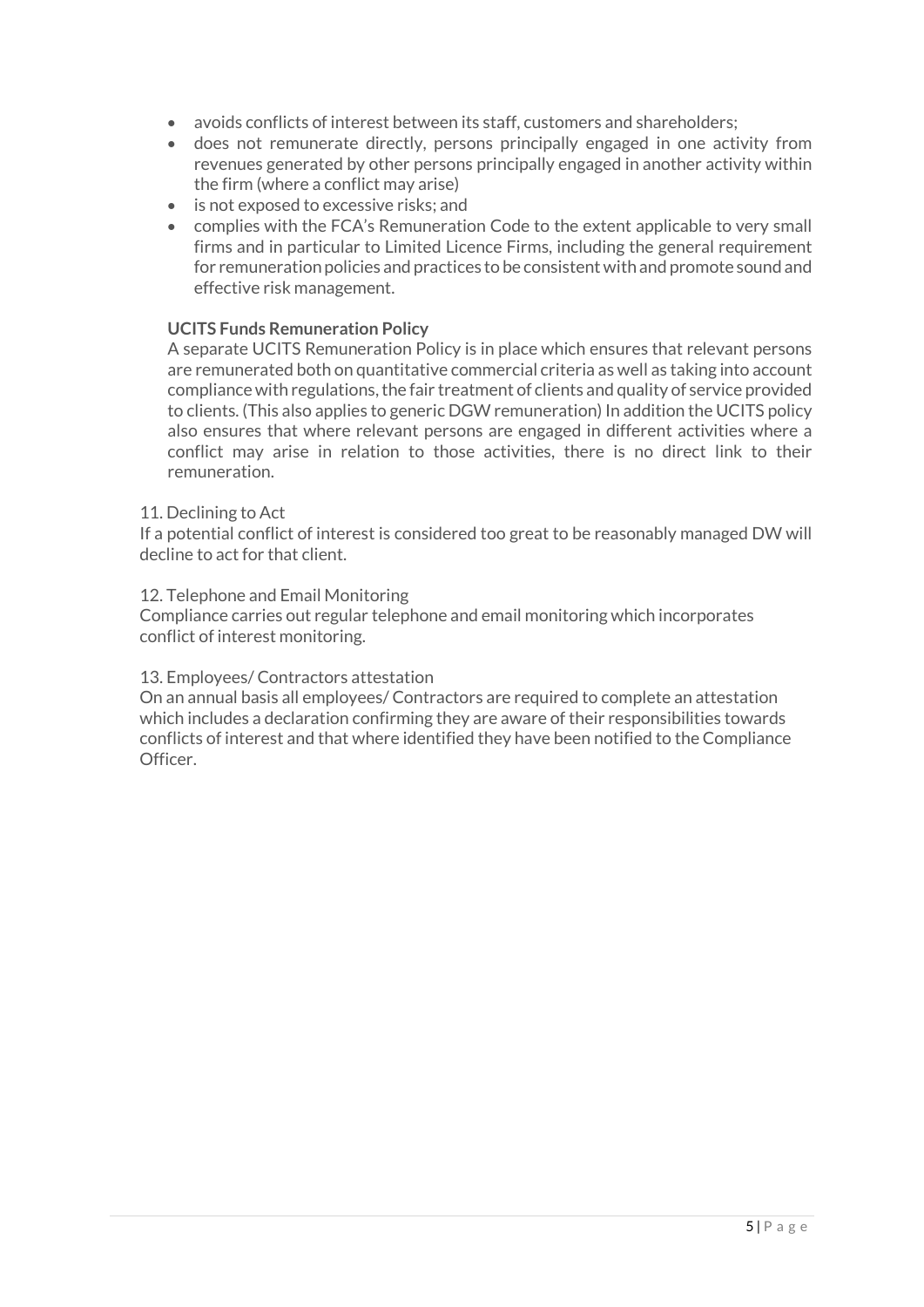- avoids conflicts of interest between its staff, customers and shareholders;
- does not remunerate directly, persons principally engaged in one activity from revenues generated by other persons principally engaged in another activity within the firm (where a conflict may arise)
- is not exposed to excessive risks; and
- complies with the FCA's Remuneration Code to the extent applicable to very small firms and in particular to Limited Licence Firms, including the general requirement for remuneration policies and practices to be consistent with and promote sound and effective risk management.

**UCITS Funds Remuneration Policy**

A separate UCITS Remuneration Policy is in place which ensures that relevant persons are remunerated both on quantitative commercial criteria as well as taking into account compliance with regulations, the fair treatment of clients and quality of service provided to clients. (This also applies to generic DGW remuneration) In addition the UCITS policy also ensures that where relevant persons are engaged in different activities where a conflict may arise in relation to those activities, there is no direct link to their remuneration.

11. Declining to Act

If a potential conflict of interest is considered too great to be reasonably managed DW will decline to act for that client.

12. Telephone and Email Monitoring

Compliance carries out regular telephone and email monitoring which incorporates conflict of interest monitoring.

13. Employees/ Contractors attestation

On an annual basis all employees/ Contractors are required to complete an attestation which includes a declaration confirming they are aware of their responsibilities towards conflicts of interest and that where identified they have been notified to the Compliance Officer.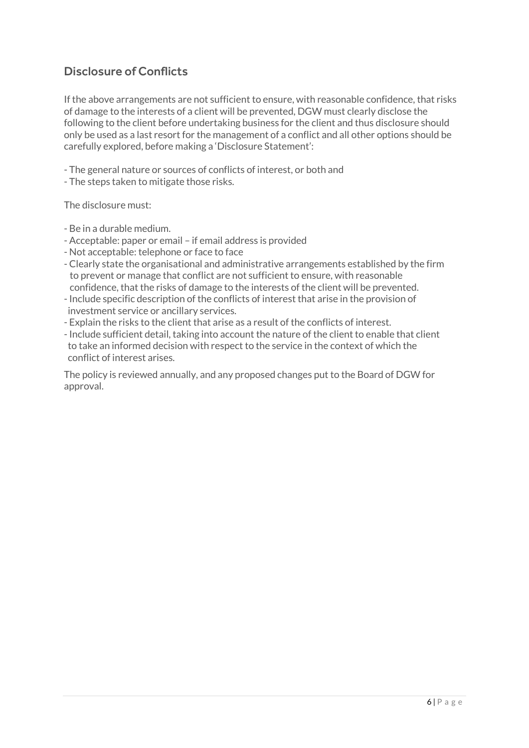## Disclosure of Conflicts

If the above arrangements are not sufficient to ensure, with reasonable confidence, that risks of damage to the interests of a client will be prevented, DGW must clearly disclose the following to the client before undertaking business for the client and thus disclosure should only be used as a last resort for the management of a conflict and all other options should be carefully explored, before making a 'Disclosure Statement':

- The general nature or sources of conflicts of interest, or both and
- The steps taken to mitigate those risks.

The disclosure must:

- Be in a durable medium.
- Acceptable: paper or email – if email address is provided
- Not acceptable: telephone or face to face
- Clearly state the organisational and administrative arrangements established by the firm to prevent or manage that conflict are not sufficient to ensure, with reasonable confidence, that the risks of damage to the interests of the client will be prevented.
- Include specific description of the conflicts of interest that arise in the provision of investment service or ancillary services.
- Explain the risks to the client that arise as a result of the conflicts of interest.
- Include sufficient detail, taking into account the nature of the client to enable that client to take an informed decision with respect to the service in the context of which the conflict of interest arises.

The policy is reviewed annually, and any proposed changes put to the Board of DGW for approval.